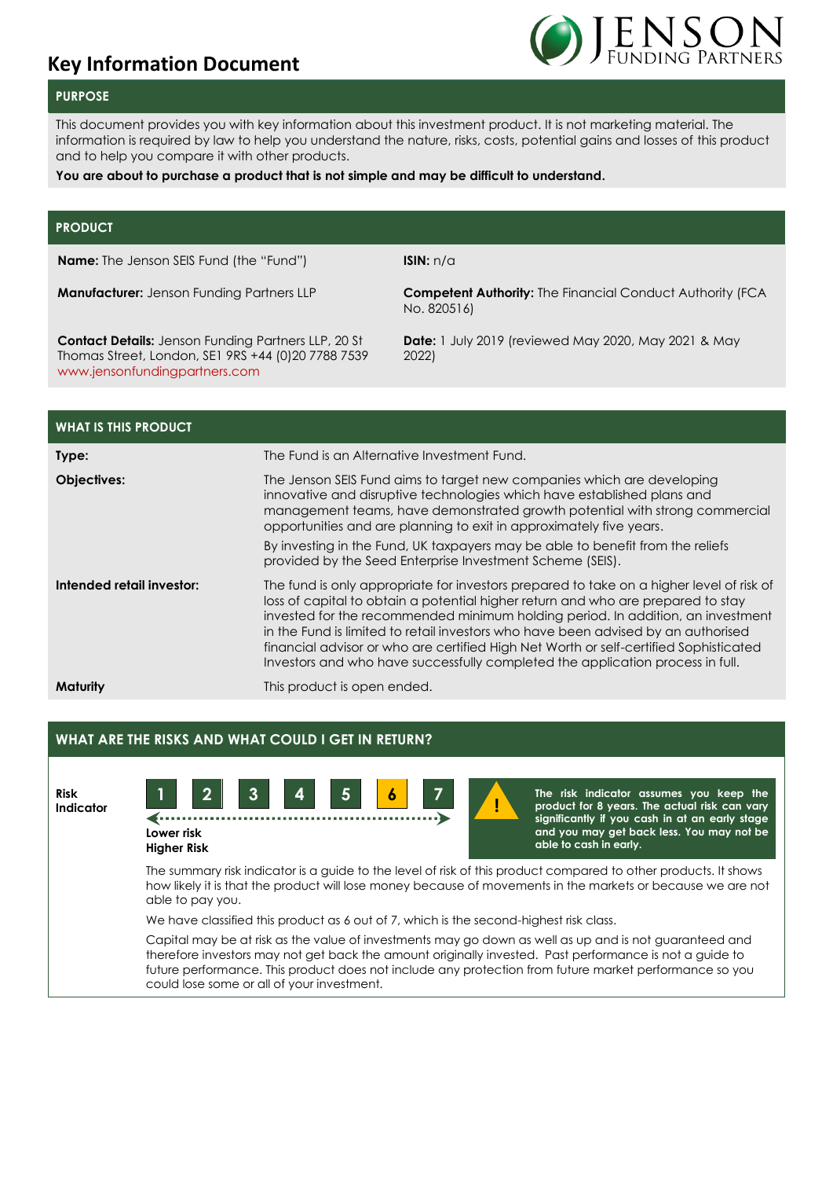# Key Information Document

## PURPOSE

This document provides you with key information about this investment product. It is not marketing material. The information is required by law to help you understand the nature, risks, costs, potential gains and losses of this product and to help you compare it with other products.

**You are about to purchase a product that is not simple and may be difficult to understand.**

## PRODUCT

**Name:** The Jenson SEIS Fund (the "Fund")

**ISIN:** n/a

**Manufacturer:** Jenson Funding Partners LLP

**Competent Authority:** The Financial Conduct Authority (FCA No. 820516)

**Contact Details:** Jenson Funding Partners LLP, 20 St Thomas Street, London, SE1 9RS +44 (0)20 7788 7539 www.jensonfundingpartners.com

**Date:** 1 July 2019 (reviewed May 2020, May 2021 & May 2022)

## WHAT IS THIS PRODUCT

| | |
|---|---|
| **Type:** | The Fund is an Alternative Investment Fund. |
| **Objectives:** | The Jenson SEIS Fund aims to target new companies which are developing innovative and disruptive technologies which have established plans and management teams, have demonstrated growth potential with strong commercial opportunities and are planning to exit in approximately five years. By investing in the Fund, UK taxpayers may be able to benefit from the reliefs provided by the Seed Enterprise Investment Scheme (SEIS). |
| **Intended retail investor:** | The fund is only appropriate for investors prepared to take on a higher level of risk of loss of capital to obtain a potential higher return and who are prepared to stay invested for the recommended minimum holding period. In addition, an investment in the Fund is limited to retail investors who have been advised by an authorised financial advisor or who are certified High Net Worth or self-certified Sophisticated Investors and who have successfully completed the application process in full. |
| **Maturity** | This product is open ended. |

## WHAT ARE THE RISKS AND WHAT COULD I GET IN RETURN?

**Risk Indicator**

1 2 3 4 5 **6** 7

Lower risk — Higher Risk

**The risk indicator assumes you keep the product for 8 years. The actual risk can vary significantly if you cash in at an early stage and you may get back less. You may not be able to cash in early.**

The summary risk indicator is a guide to the level of risk of this product compared to other products. It shows how likely it is that the product will lose money because of movements in the markets or because we are not able to pay you.

We have classified this product as 6 out of 7, which is the second-highest risk class.

Capital may be at risk as the value of investments may go down as well as up and is not guaranteed and therefore investors may not get back the amount originally invested. Past performance is not a guide to future performance. This product does not include any protection from future market performance so you could lose some or all of your investment.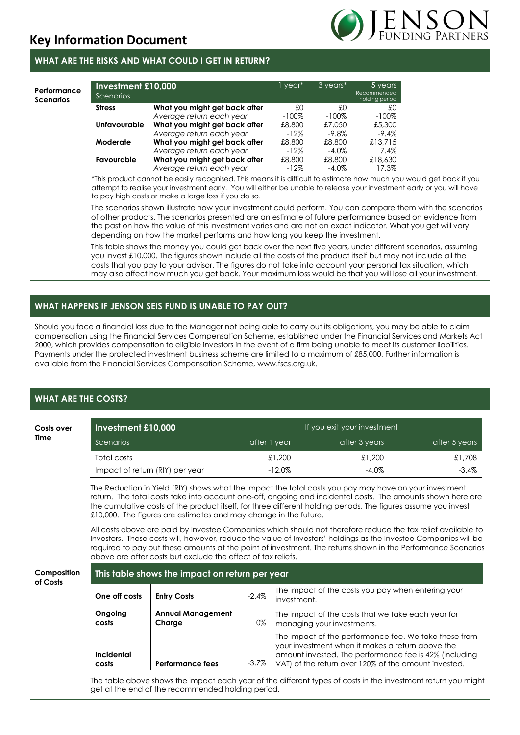# Key Information Document

## WHAT ARE THE RISKS AND WHAT COULD I GET IN RETURN?

**Performance Scenarios**

| **Investment £10,000** Scenarios | | 1 year* | 3 years* | 5 years Recommended holding period |
|---|---|---|---|---|
| **Stress** | **What you might get back after** | £0 | £0 | £0 |
| | *Average return each year* | -100% | -100% | -100% |
| **Unfavourable** | **What you might get back after** | £8,800 | £7,050 | £5,300 |
| | *Average return each year* | -12% | -9.8% | -9.4% |
| **Moderate** | **What you might get back after** | £8,800 | £8,800 | £13,715 |
| | *Average return each year* | -12% | -4.0% | 7.4% |
| **Favourable** | **What you might get back after** | £8,800 | £8,800 | £18,630 |
| | *Average return each year* | -12% | -4.0% | 17.3% |

*This product cannot be easily recognised. This means it is difficult to estimate how much you would get back if you attempt to realise your investment early. You will either be unable to release your investment early or you will have to pay high costs or make a large loss if you do so.

The scenarios shown illustrate how your investment could perform. You can compare them with the scenarios of other products. The scenarios presented are an estimate of future performance based on evidence from the past on how the value of this investment varies and are not an exact indicator. What you get will vary depending on how the market performs and how long you keep the investment.

This table shows the money you could get back over the next five years, under different scenarios, assuming you invest £10,000. The figures shown include all the costs of the product itself but may not include all the costs that you pay to your advisor. The figures do not take into account your personal tax situation, which may also affect how much you get back. Your maximum loss would be that you will lose all your investment.

## WHAT HAPPENS IF JENSON SEIS FUND IS UNABLE TO PAY OUT?

Should you face a financial loss due to the Manager not being able to carry out its obligations, you may be able to claim compensation using the Financial Services Compensation Scheme, established under the Financial Services and Markets Act 2000, which provides compensation to eligible investors in the event of a firm being unable to meet its customer liabilities. Payments under the protected investment business scheme are limited to a maximum of £85,000. Further information is available from the Financial Services Compensation Scheme, www.fscs.org.uk.

## WHAT ARE THE COSTS?

**Costs over Time**

| **Investment £10,000** | If you exit your investment | | |
|---|---|---|---|
| Scenarios | after 1 year | after 3 years | after 5 years |
| Total costs | £1,200 | £1,200 | £1,708 |
| Impact of return (RIY) per year | -12.0% | -4.0% | -3.4% |

The Reduction in Yield (RIY) shows what the impact the total costs you pay may have on your investment return. The total costs take into account one-off, ongoing and incidental costs. The amounts shown here are the cumulative costs of the product itself, for three different holding periods. The figures assume you invest £10,000. The figures are estimates and may change in the future.

All costs above are paid by Investee Companies which should not therefore reduce the tax relief available to Investors. These costs will, however, reduce the value of Investors' holdings as the Investee Companies will be required to pay out these amounts at the point of investment. The returns shown in the Performance Scenarios above are after costs but exclude the effect of tax reliefs.

**Composition of Costs**

| **This table shows the impact on return per year** | | | |
|---|---|---|---|
| **One off costs** | **Entry Costs** | -2.4% | The impact of the costs you pay when entering your investment. |
| **Ongoing costs** | **Annual Management Charge** | 0% | The impact of the costs that we take each year for managing your investments. |
| **Incidental costs** | **Performance fees** | -3.7% | The impact of the performance fee. We take these from your investment when it makes a return above the amount invested. The performance fee is 42% (including VAT) of the return over 120% of the amount invested. |

The table above shows the impact each year of the different types of costs in the investment return you might get at the end of the recommended holding period.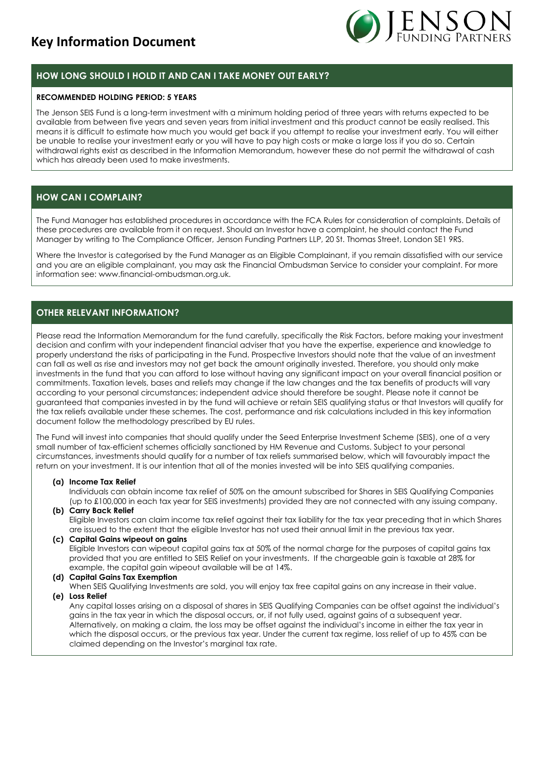# Key Information Document

## HOW LONG SHOULD I HOLD IT AND CAN I TAKE MONEY OUT EARLY?

**RECOMMENDED HOLDING PERIOD: 5 YEARS**

The Jenson SEIS Fund is a long-term investment with a minimum holding period of three years with returns expected to be available from between five years and seven years from initial investment and this product cannot be easily realised. This means it is difficult to estimate how much you would get back if you attempt to realise your investment early. You will either be unable to realise your investment early or you will have to pay high costs or make a large loss if you do so. Certain withdrawal rights exist as described in the Information Memorandum, however these do not permit the withdrawal of cash which has already been used to make investments.

## HOW CAN I COMPLAIN?

The Fund Manager has established procedures in accordance with the FCA Rules for consideration of complaints. Details of these procedures are available from it on request. Should an Investor have a complaint, he should contact the Fund Manager by writing to The Compliance Officer, Jenson Funding Partners LLP, 20 St. Thomas Street, London SE1 9RS.

Where the Investor is categorised by the Fund Manager as an Eligible Complainant, if you remain dissatisfied with our service and you are an eligible complainant, you may ask the Financial Ombudsman Service to consider your complaint. For more information see: www.financial-ombudsman.org.uk.

## OTHER RELEVANT INFORMATION?

Please read the Information Memorandum for the fund carefully, specifically the Risk Factors, before making your investment decision and confirm with your independent financial adviser that you have the expertise, experience and knowledge to properly understand the risks of participating in the Fund. Prospective Investors should note that the value of an investment can fall as well as rise and investors may not get back the amount originally invested. Therefore, you should only make investments in the fund that you can afford to lose without having any significant impact on your overall financial position or commitments. Taxation levels, bases and reliefs may change if the law changes and the tax benefits of products will vary according to your personal circumstances; independent advice should therefore be sought. Please note it cannot be guaranteed that companies invested in by the fund will achieve or retain SEIS qualifying status or that Investors will qualify for the tax reliefs available under these schemes. The cost, performance and risk calculations included in this key information document follow the methodology prescribed by EU rules.

The Fund will invest into companies that should qualify under the Seed Enterprise Investment Scheme (SEIS), one of a very small number of tax-efficient schemes officially sanctioned by HM Revenue and Customs. Subject to your personal circumstances, investments should qualify for a number of tax reliefs summarised below, which will favourably impact the return on your investment. It is our intention that all of the monies invested will be into SEIS qualifying companies.

**(a) Income Tax Relief**
Individuals can obtain income tax relief of 50% on the amount subscribed for Shares in SEIS Qualifying Companies (up to £100,000 in each tax year for SEIS investments) provided they are not connected with any issuing company.

**(b) Carry Back Relief**
Eligible Investors can claim income tax relief against their tax liability for the tax year preceding that in which Shares are issued to the extent that the eligible Investor has not used their annual limit in the previous tax year.

**(c) Capital Gains wipeout on gains**
Eligible Investors can wipeout capital gains tax at 50% of the normal charge for the purposes of capital gains tax provided that you are entitled to SEIS Relief on your investments. If the chargeable gain is taxable at 28% for example, the capital gain wipeout available will be at 14%.

**(d) Capital Gains Tax Exemption**
When SEIS Qualifying Investments are sold, you will enjoy tax free capital gains on any increase in their value.

**(e) Loss Relief**
Any capital losses arising on a disposal of shares in SEIS Qualifying Companies can be offset against the individual's gains in the tax year in which the disposal occurs, or, if not fully used, against gains of a subsequent year. Alternatively, on making a claim, the loss may be offset against the individual's income in either the tax year in which the disposal occurs, or the previous tax year. Under the current tax regime, loss relief of up to 45% can be claimed depending on the Investor's marginal tax rate.